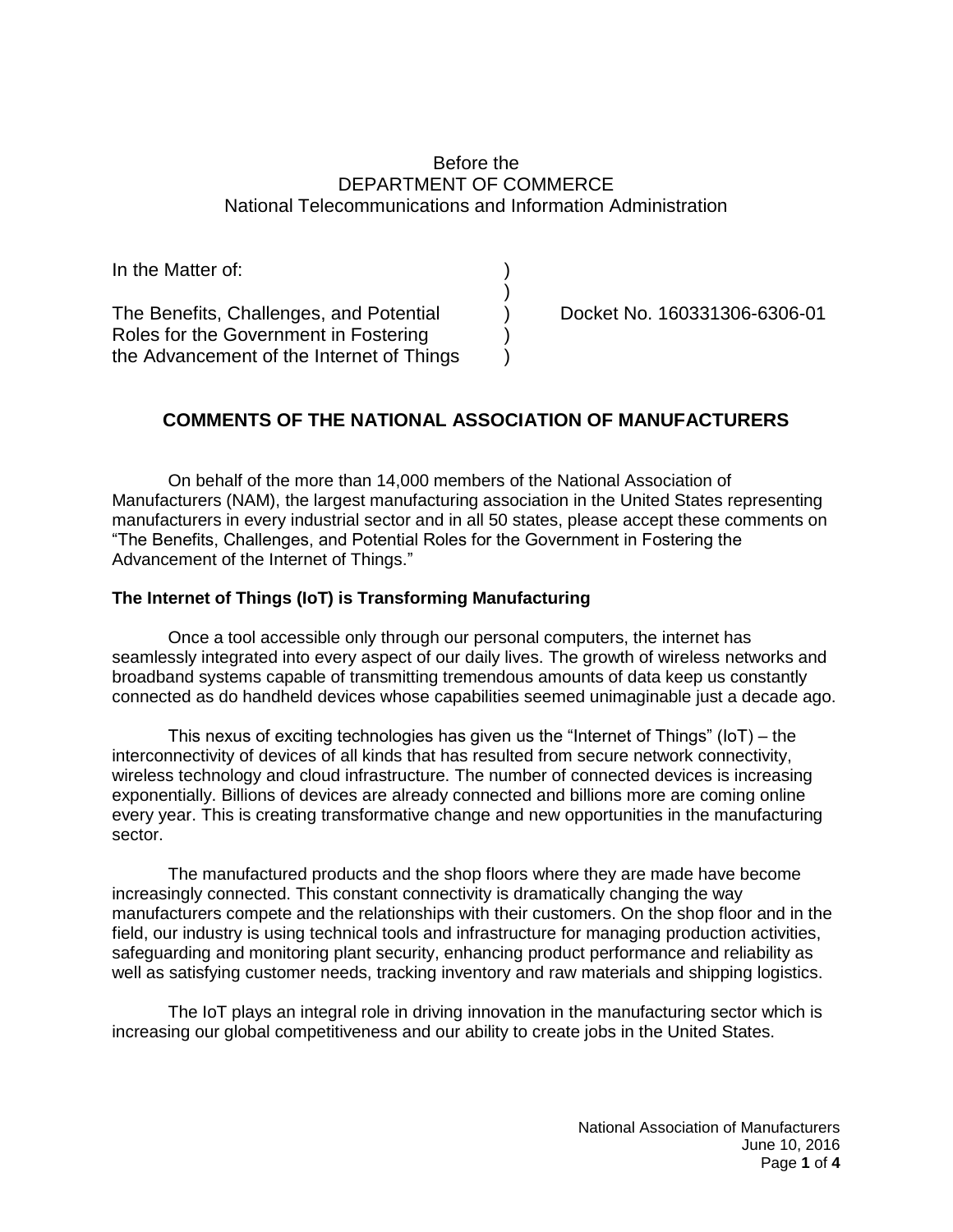Before the
DEPARTMENT OF COMMERCE
National Telecommunications and Information Administration

| | | |
|---|---|---|
| In the Matter of: | ) | |
| | ) | |
| The Benefits, Challenges, and Potential Roles for the Government in Fostering the Advancement of the Internet of Things | ) | Docket No. 160331306-6306-01 |

## COMMENTS OF THE NATIONAL ASSOCIATION OF MANUFACTURERS

On behalf of the more than 14,000 members of the National Association of Manufacturers (NAM), the largest manufacturing association in the United States representing manufacturers in every industrial sector and in all 50 states, please accept these comments on "The Benefits, Challenges, and Potential Roles for the Government in Fostering the Advancement of the Internet of Things."

### The Internet of Things (IoT) is Transforming Manufacturing

Once a tool accessible only through our personal computers, the internet has seamlessly integrated into every aspect of our daily lives. The growth of wireless networks and broadband systems capable of transmitting tremendous amounts of data keep us constantly connected as do handheld devices whose capabilities seemed unimaginable just a decade ago.

This nexus of exciting technologies has given us the "Internet of Things" (IoT) – the interconnectivity of devices of all kinds that has resulted from secure network connectivity, wireless technology and cloud infrastructure. The number of connected devices is increasing exponentially. Billions of devices are already connected and billions more are coming online every year. This is creating transformative change and new opportunities in the manufacturing sector.

The manufactured products and the shop floors where they are made have become increasingly connected. This constant connectivity is dramatically changing the way manufacturers compete and the relationships with their customers. On the shop floor and in the field, our industry is using technical tools and infrastructure for managing production activities, safeguarding and monitoring plant security, enhancing product performance and reliability as well as satisfying customer needs, tracking inventory and raw materials and shipping logistics.

The IoT plays an integral role in driving innovation in the manufacturing sector which is increasing our global competitiveness and our ability to create jobs in the United States.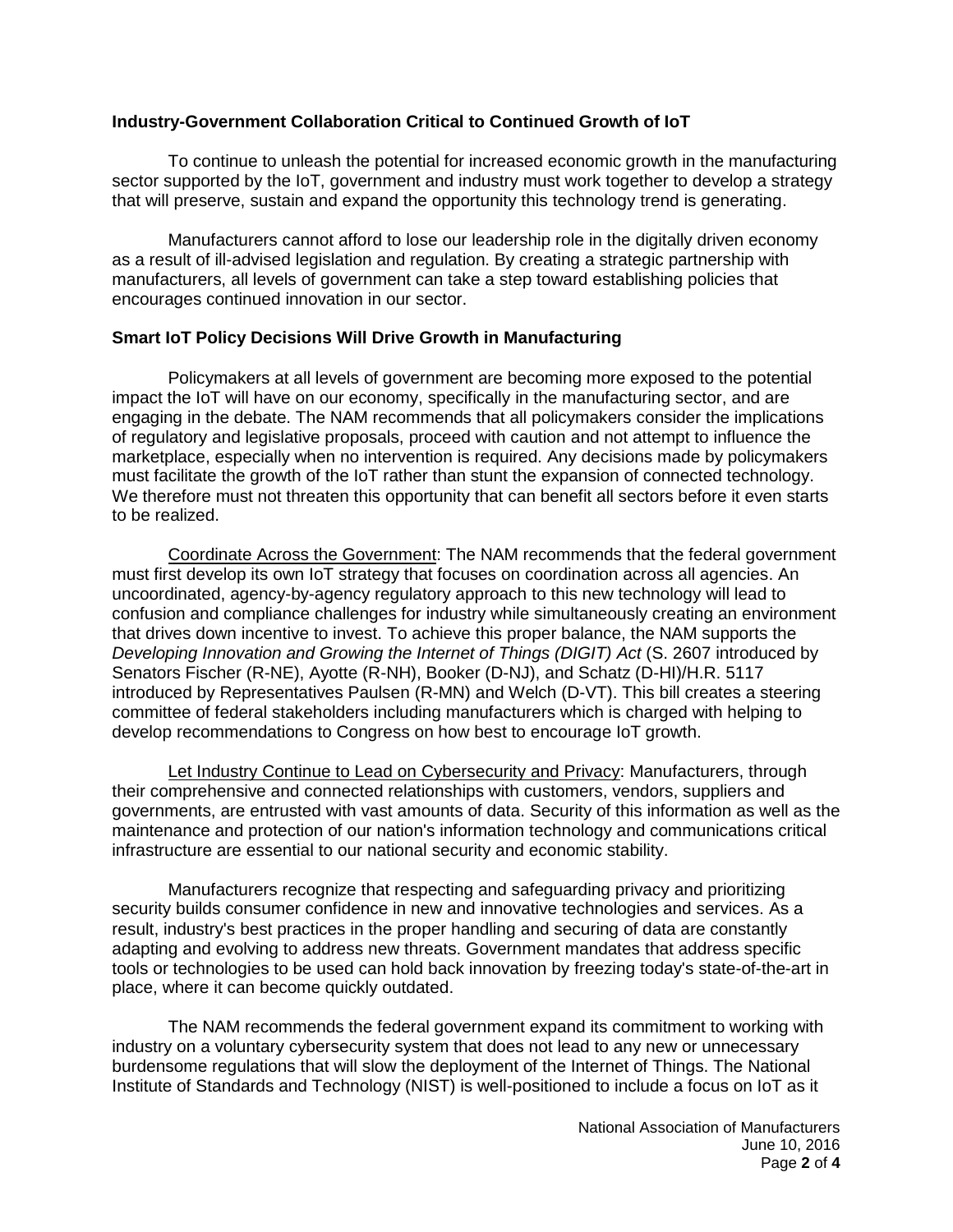**Industry-Government Collaboration Critical to Continued Growth of IoT**

To continue to unleash the potential for increased economic growth in the manufacturing sector supported by the IoT, government and industry must work together to develop a strategy that will preserve, sustain and expand the opportunity this technology trend is generating.

Manufacturers cannot afford to lose our leadership role in the digitally driven economy as a result of ill-advised legislation and regulation. By creating a strategic partnership with manufacturers, all levels of government can take a step toward establishing policies that encourages continued innovation in our sector.

**Smart IoT Policy Decisions Will Drive Growth in Manufacturing**

Policymakers at all levels of government are becoming more exposed to the potential impact the IoT will have on our economy, specifically in the manufacturing sector, and are engaging in the debate. The NAM recommends that all policymakers consider the implications of regulatory and legislative proposals, proceed with caution and not attempt to influence the marketplace, especially when no intervention is required. Any decisions made by policymakers must facilitate the growth of the IoT rather than stunt the expansion of connected technology. We therefore must not threaten this opportunity that can benefit all sectors before it even starts to be realized.

<u>Coordinate Across the Government</u>: The NAM recommends that the federal government must first develop its own IoT strategy that focuses on coordination across all agencies. An uncoordinated, agency-by-agency regulatory approach to this new technology will lead to confusion and compliance challenges for industry while simultaneously creating an environment that drives down incentive to invest. To achieve this proper balance, the NAM supports the *Developing Innovation and Growing the Internet of Things (DIGIT) Act* (S. 2607 introduced by Senators Fischer (R-NE), Ayotte (R-NH), Booker (D-NJ), and Schatz (D-HI)/H.R. 5117 introduced by Representatives Paulsen (R-MN) and Welch (D-VT). This bill creates a steering committee of federal stakeholders including manufacturers which is charged with helping to develop recommendations to Congress on how best to encourage IoT growth.

<u>Let Industry Continue to Lead on Cybersecurity and Privacy</u>: Manufacturers, through their comprehensive and connected relationships with customers, vendors, suppliers and governments, are entrusted with vast amounts of data. Security of this information as well as the maintenance and protection of our nation's information technology and communications critical infrastructure are essential to our national security and economic stability.

Manufacturers recognize that respecting and safeguarding privacy and prioritizing security builds consumer confidence in new and innovative technologies and services. As a result, industry's best practices in the proper handling and securing of data are constantly adapting and evolving to address new threats. Government mandates that address specific tools or technologies to be used can hold back innovation by freezing today's state-of-the-art in place, where it can become quickly outdated.

The NAM recommends the federal government expand its commitment to working with industry on a voluntary cybersecurity system that does not lead to any new or unnecessary burdensome regulations that will slow the deployment of the Internet of Things. The National Institute of Standards and Technology (NIST) is well-positioned to include a focus on IoT as it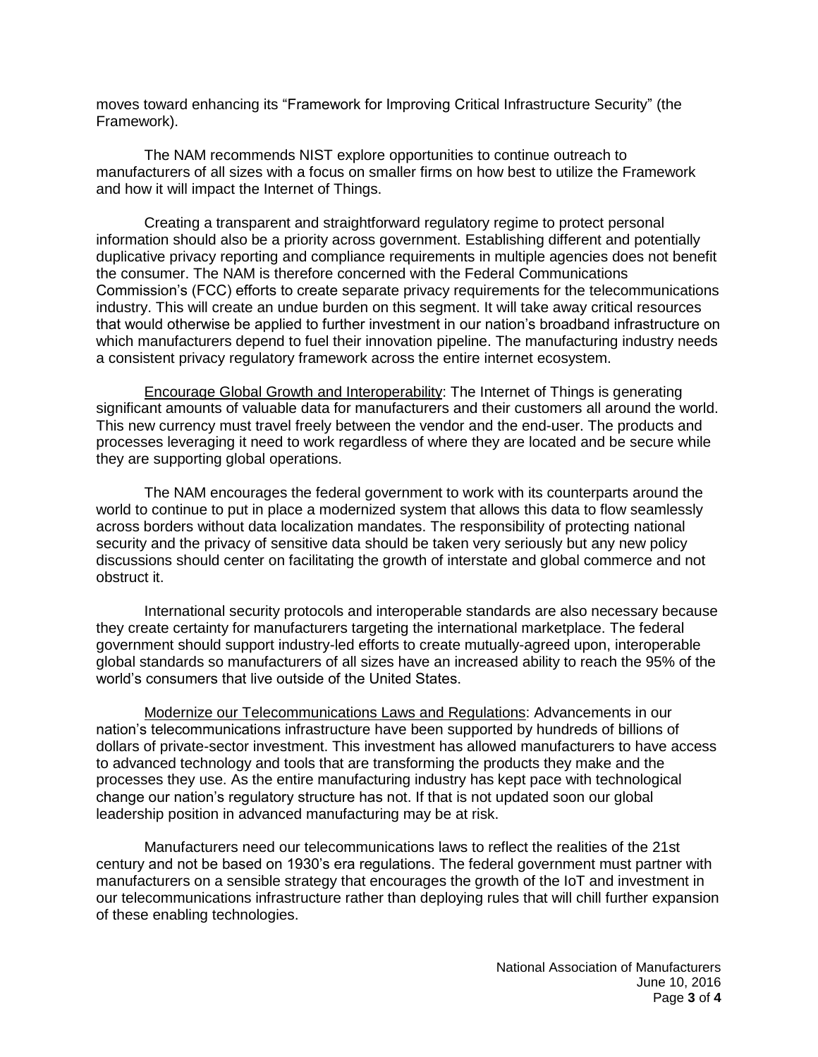moves toward enhancing its “Framework for Improving Critical Infrastructure Security” (the Framework).

The NAM recommends NIST explore opportunities to continue outreach to manufacturers of all sizes with a focus on smaller firms on how best to utilize the Framework and how it will impact the Internet of Things.

Creating a transparent and straightforward regulatory regime to protect personal information should also be a priority across government. Establishing different and potentially duplicative privacy reporting and compliance requirements in multiple agencies does not benefit the consumer. The NAM is therefore concerned with the Federal Communications Commission’s (FCC) efforts to create separate privacy requirements for the telecommunications industry. This will create an undue burden on this segment. It will take away critical resources that would otherwise be applied to further investment in our nation’s broadband infrastructure on which manufacturers depend to fuel their innovation pipeline. The manufacturing industry needs a consistent privacy regulatory framework across the entire internet ecosystem.

<u>Encourage Global Growth and Interoperability</u>: The Internet of Things is generating significant amounts of valuable data for manufacturers and their customers all around the world. This new currency must travel freely between the vendor and the end-user. The products and processes leveraging it need to work regardless of where they are located and be secure while they are supporting global operations.

The NAM encourages the federal government to work with its counterparts around the world to continue to put in place a modernized system that allows this data to flow seamlessly across borders without data localization mandates. The responsibility of protecting national security and the privacy of sensitive data should be taken very seriously but any new policy discussions should center on facilitating the growth of interstate and global commerce and not obstruct it.

International security protocols and interoperable standards are also necessary because they create certainty for manufacturers targeting the international marketplace. The federal government should support industry-led efforts to create mutually-agreed upon, interoperable global standards so manufacturers of all sizes have an increased ability to reach the 95% of the world’s consumers that live outside of the United States.

<u>Modernize our Telecommunications Laws and Regulations</u>: Advancements in our nation’s telecommunications infrastructure have been supported by hundreds of billions of dollars of private-sector investment. This investment has allowed manufacturers to have access to advanced technology and tools that are transforming the products they make and the processes they use. As the entire manufacturing industry has kept pace with technological change our nation’s regulatory structure has not. If that is not updated soon our global leadership position in advanced manufacturing may be at risk.

Manufacturers need our telecommunications laws to reflect the realities of the 21st century and not be based on 1930’s era regulations. The federal government must partner with manufacturers on a sensible strategy that encourages the growth of the IoT and investment in our telecommunications infrastructure rather than deploying rules that will chill further expansion of these enabling technologies.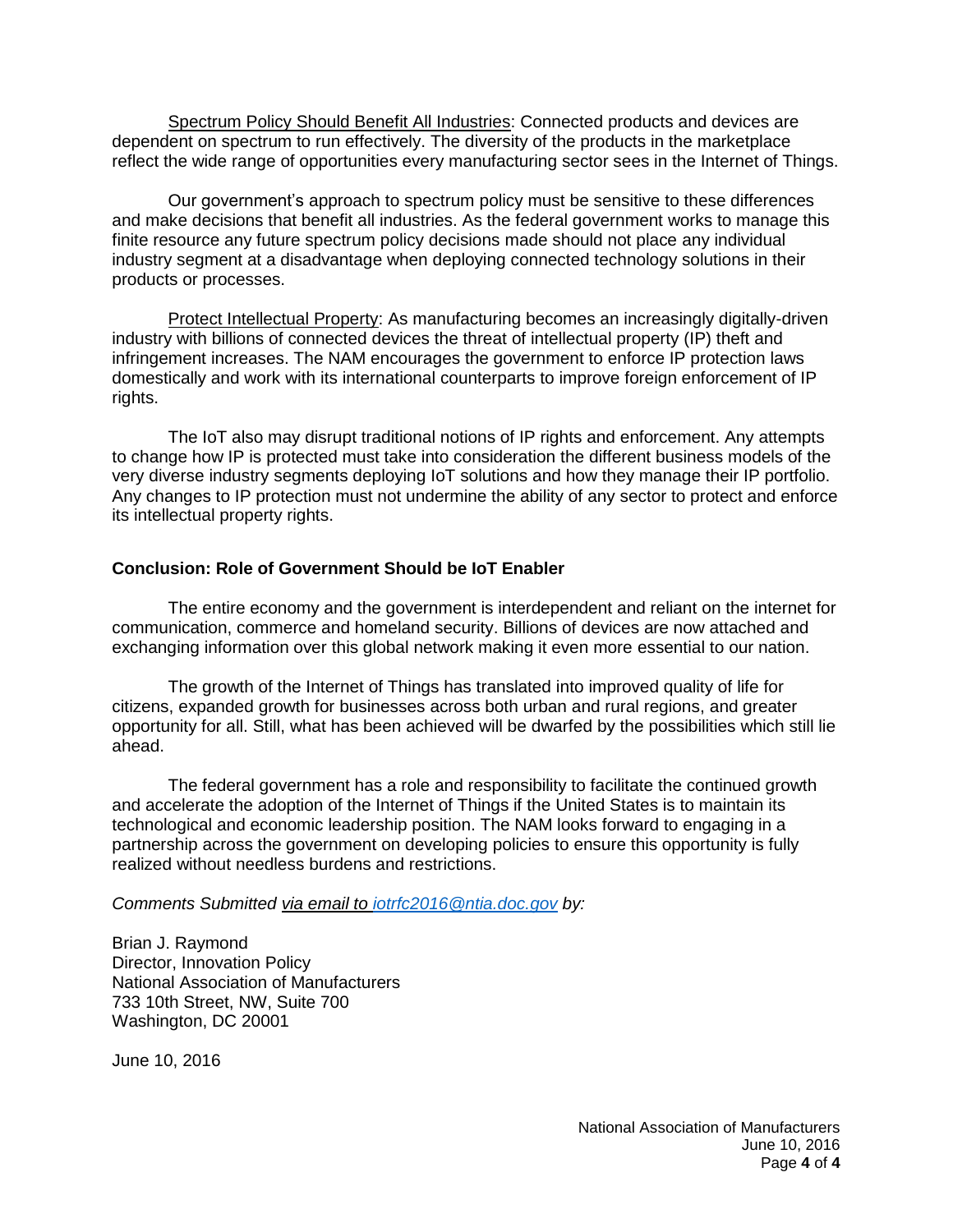Spectrum Policy Should Benefit All Industries: Connected products and devices are dependent on spectrum to run effectively. The diversity of the products in the marketplace reflect the wide range of opportunities every manufacturing sector sees in the Internet of Things.

Our government's approach to spectrum policy must be sensitive to these differences and make decisions that benefit all industries. As the federal government works to manage this finite resource any future spectrum policy decisions made should not place any individual industry segment at a disadvantage when deploying connected technology solutions in their products or processes.

Protect Intellectual Property: As manufacturing becomes an increasingly digitally-driven industry with billions of connected devices the threat of intellectual property (IP) theft and infringement increases. The NAM encourages the government to enforce IP protection laws domestically and work with its international counterparts to improve foreign enforcement of IP rights.

The IoT also may disrupt traditional notions of IP rights and enforcement. Any attempts to change how IP is protected must take into consideration the different business models of the very diverse industry segments deploying IoT solutions and how they manage their IP portfolio. Any changes to IP protection must not undermine the ability of any sector to protect and enforce its intellectual property rights.

**Conclusion: Role of Government Should be IoT Enabler**

The entire economy and the government is interdependent and reliant on the internet for communication, commerce and homeland security. Billions of devices are now attached and exchanging information over this global network making it even more essential to our nation.

The growth of the Internet of Things has translated into improved quality of life for citizens, expanded growth for businesses across both urban and rural regions, and greater opportunity for all. Still, what has been achieved will be dwarfed by the possibilities which still lie ahead.

The federal government has a role and responsibility to facilitate the continued growth and accelerate the adoption of the Internet of Things if the United States is to maintain its technological and economic leadership position. The NAM looks forward to engaging in a partnership across the government on developing policies to ensure this opportunity is fully realized without needless burdens and restrictions.

*Comments Submitted via email to iotrfc2016@ntia.doc.gov by:*

Brian J. Raymond
Director, Innovation Policy
National Association of Manufacturers
733 10th Street, NW, Suite 700
Washington, DC 20001

June 10, 2016